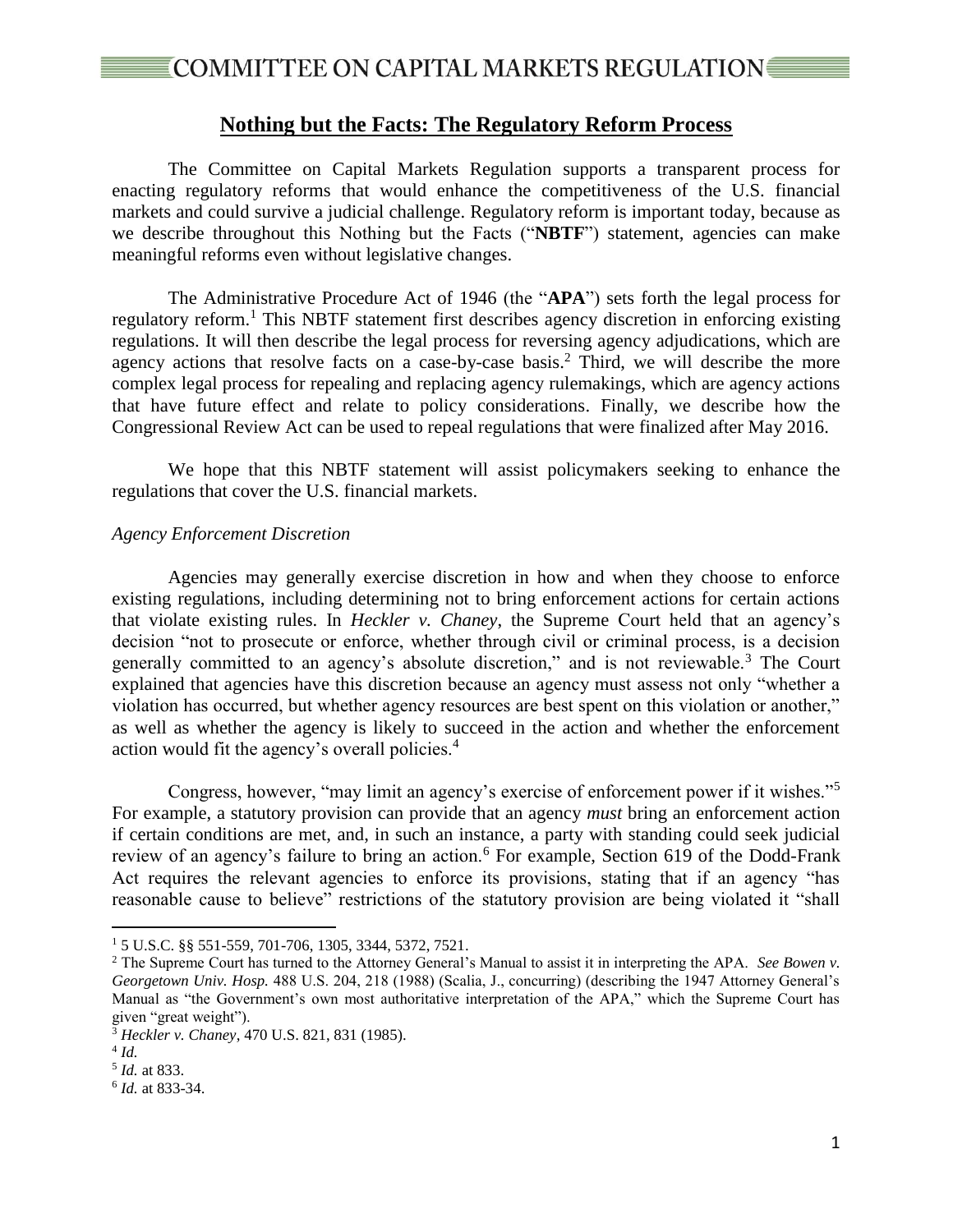# Nothing but the Facts: The Regulatory Reform Process

The Committee on Capital Markets Regulation supports a transparent process for enacting regulatory reforms that would enhance the competitiveness of the U.S. financial markets and could survive a judicial challenge. Regulatory reform is important today, because as we describe throughout this Nothing but the Facts ("**NBTF**") statement, agencies can make meaningful reforms even without legislative changes.

The Administrative Procedure Act of 1946 (the "**APA**") sets forth the legal process for regulatory reform.[1] This NBTF statement first describes agency discretion in enforcing existing regulations. It will then describe the legal process for reversing agency adjudications, which are agency actions that resolve facts on a case-by-case basis.[2] Third, we will describe the more complex legal process for repealing and replacing agency rulemakings, which are agency actions that have future effect and relate to policy considerations. Finally, we describe how the Congressional Review Act can be used to repeal regulations that were finalized after May 2016.

We hope that this NBTF statement will assist policymakers seeking to enhance the regulations that cover the U.S. financial markets.

*Agency Enforcement Discretion*

Agencies may generally exercise discretion in how and when they choose to enforce existing regulations, including determining not to bring enforcement actions for certain actions that violate existing rules. In *Heckler v. Chaney*, the Supreme Court held that an agency's decision "not to prosecute or enforce, whether through civil or criminal process, is a decision generally committed to an agency's absolute discretion," and is not reviewable.[3] The Court explained that agencies have this discretion because an agency must assess not only "whether a violation has occurred, but whether agency resources are best spent on this violation or another," as well as whether the agency is likely to succeed in the action and whether the enforcement action would fit the agency's overall policies.[4]

Congress, however, "may limit an agency's exercise of enforcement power if it wishes."[5] For example, a statutory provision can provide that an agency *must* bring an enforcement action if certain conditions are met, and, in such an instance, a party with standing could seek judicial review of an agency's failure to bring an action.[6] For example, Section 619 of the Dodd-Frank Act requires the relevant agencies to enforce its provisions, stating that if an agency "has reasonable cause to believe" restrictions of the statutory provision are being violated it "shall

---

[1] 5 U.S.C. §§ 551-559, 701-706, 1305, 3344, 5372, 7521.

[2] The Supreme Court has turned to the Attorney General's Manual to assist it in interpreting the APA. *See Bowen v. Georgetown Univ. Hosp.* 488 U.S. 204, 218 (1988) (Scalia, J., concurring) (describing the 1947 Attorney General's Manual as "the Government's own most authoritative interpretation of the APA," which the Supreme Court has given "great weight").

[3] *Heckler v. Chaney*, 470 U.S. 821, 831 (1985).

[4] *Id.*

[5] *Id.* at 833.

[6] *Id.* at 833-34.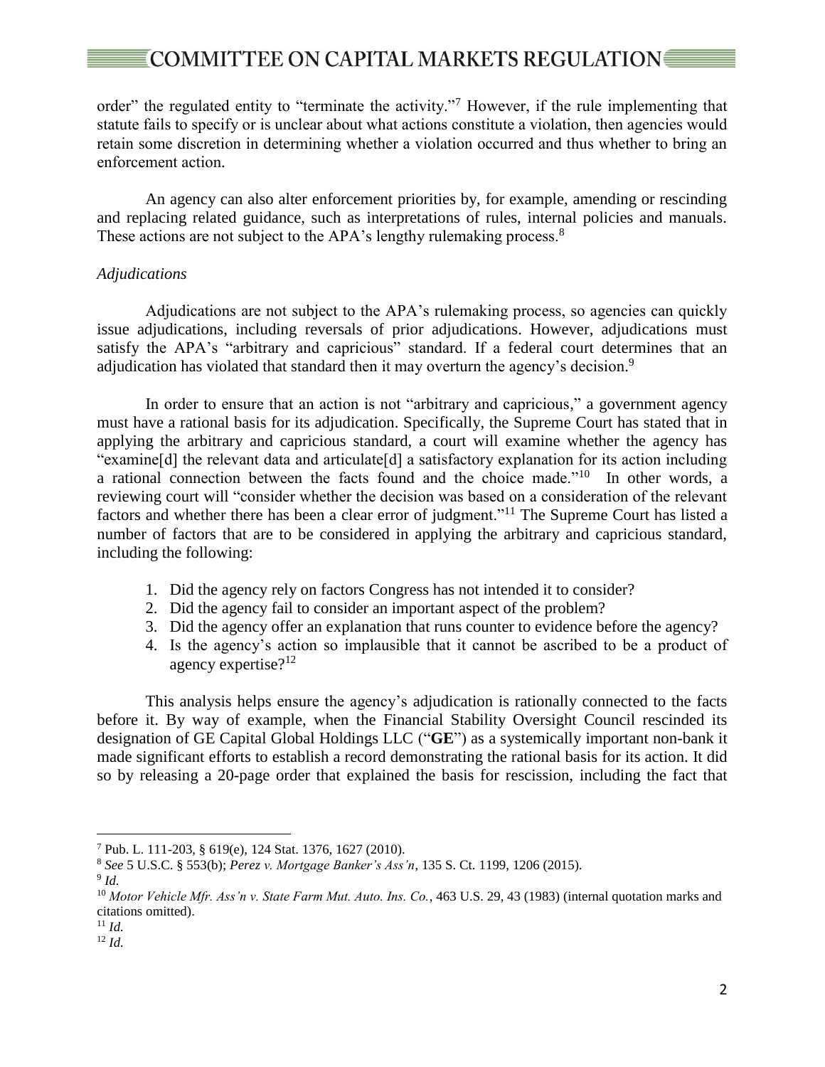order" the regulated entity to "terminate the activity."[7] However, if the rule implementing that statute fails to specify or is unclear about what actions constitute a violation, then agencies would retain some discretion in determining whether a violation occurred and thus whether to bring an enforcement action.

An agency can also alter enforcement priorities by, for example, amending or rescinding and replacing related guidance, such as interpretations of rules, internal policies and manuals. These actions are not subject to the APA's lengthy rulemaking process.[8]

*Adjudications*

Adjudications are not subject to the APA's rulemaking process, so agencies can quickly issue adjudications, including reversals of prior adjudications. However, adjudications must satisfy the APA's "arbitrary and capricious" standard. If a federal court determines that an adjudication has violated that standard then it may overturn the agency's decision.[9]

In order to ensure that an action is not "arbitrary and capricious," a government agency must have a rational basis for its adjudication. Specifically, the Supreme Court has stated that in applying the arbitrary and capricious standard, a court will examine whether the agency has "examine[d] the relevant data and articulate[d] a satisfactory explanation for its action including a rational connection between the facts found and the choice made."[10] In other words, a reviewing court will "consider whether the decision was based on a consideration of the relevant factors and whether there has been a clear error of judgment."[11] The Supreme Court has listed a number of factors that are to be considered in applying the arbitrary and capricious standard, including the following:

1. Did the agency rely on factors Congress has not intended it to consider?
2. Did the agency fail to consider an important aspect of the problem?
3. Did the agency offer an explanation that runs counter to evidence before the agency?
4. Is the agency's action so implausible that it cannot be ascribed to be a product of agency expertise?[12]

This analysis helps ensure the agency's adjudication is rationally connected to the facts before it. By way of example, when the Financial Stability Oversight Council rescinded its designation of GE Capital Global Holdings LLC ("**GE**") as a systemically important non-bank it made significant efforts to establish a record demonstrating the rational basis for its action. It did so by releasing a 20-page order that explained the basis for rescission, including the fact that

---

[7] Pub. L. 111-203, § 619(e), 124 Stat. 1376, 1627 (2010).

[8] *See* 5 U.S.C. § 553(b); *Perez v. Mortgage Banker's Ass'n*, 135 S. Ct. 1199, 1206 (2015).

[9] *Id.*

[10] *Motor Vehicle Mfr. Ass'n v. State Farm Mut. Auto. Ins. Co.*, 463 U.S. 29, 43 (1983) (internal quotation marks and citations omitted).

[11] *Id.*

[12] *Id.*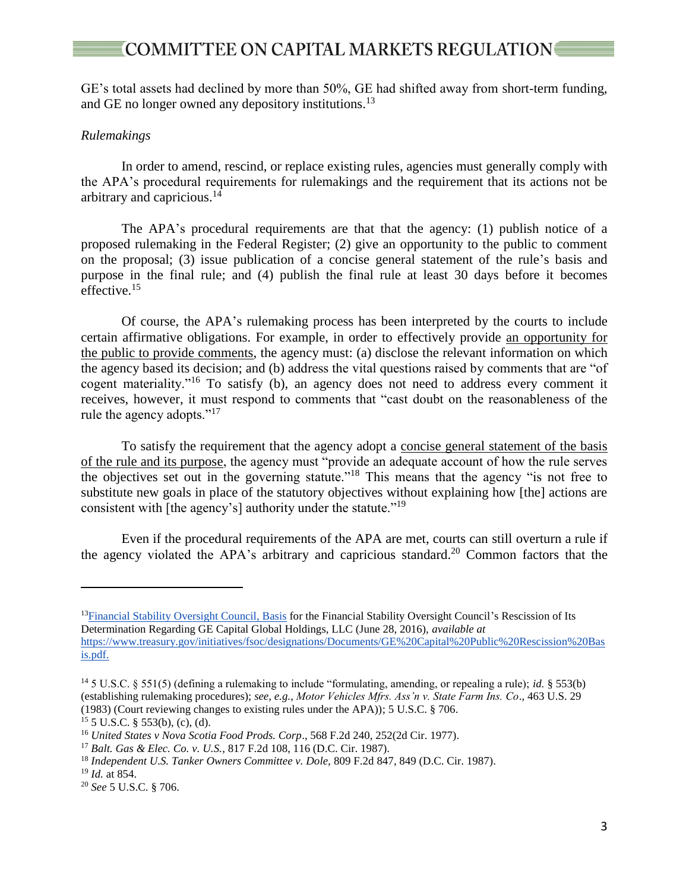GE's total assets had declined by more than 50%, GE had shifted away from short-term funding, and GE no longer owned any depository institutions.[13]

*Rulemakings*

In order to amend, rescind, or replace existing rules, agencies must generally comply with the APA's procedural requirements for rulemakings and the requirement that its actions not be arbitrary and capricious.[14]

The APA's procedural requirements are that that the agency: (1) publish notice of a proposed rulemaking in the Federal Register; (2) give an opportunity to the public to comment on the proposal; (3) issue publication of a concise general statement of the rule's basis and purpose in the final rule; and (4) publish the final rule at least 30 days before it becomes effective.[15]

Of course, the APA's rulemaking process has been interpreted by the courts to include certain affirmative obligations. For example, in order to effectively provide an opportunity for the public to provide comments, the agency must: (a) disclose the relevant information on which the agency based its decision; and (b) address the vital questions raised by comments that are "of cogent materiality."[16] To satisfy (b), an agency does not need to address every comment it receives, however, it must respond to comments that "cast doubt on the reasonableness of the rule the agency adopts."[17]

To satisfy the requirement that the agency adopt a concise general statement of the basis of the rule and its purpose, the agency must "provide an adequate account of how the rule serves the objectives set out in the governing statute."[18] This means that the agency "is not free to substitute new goals in place of the statutory objectives without explaining how [the] actions are consistent with [the agency's] authority under the statute."[19]

Even if the procedural requirements of the APA are met, courts can still overturn a rule if the agency violated the APA's arbitrary and capricious standard.[20] Common factors that the

---

[13] Financial Stability Oversight Council, Basis for the Financial Stability Oversight Council's Rescission of Its Determination Regarding GE Capital Global Holdings, LLC (June 28, 2016), *available at* https://www.treasury.gov/initiatives/fsoc/designations/Documents/GE%20Capital%20Public%20Rescission%20Basis.pdf.

[14] 5 U.S.C. § 551(5) (defining a rulemaking to include "formulating, amending, or repealing a rule); *id.* § 553(b) (establishing rulemaking procedures); *see, e.g., Motor Vehicles Mfrs. Ass'n v. State Farm Ins. Co*., 463 U.S. 29 (1983) (Court reviewing changes to existing rules under the APA)); 5 U.S.C. § 706.

[15] 5 U.S.C. § 553(b), (c), (d).

[16] *United States v Nova Scotia Food Prods. Corp*., 568 F.2d 240, 252(2d Cir. 1977).

[17] *Balt. Gas & Elec. Co. v. U.S.*, 817 F.2d 108, 116 (D.C. Cir. 1987).

[18] *Independent U.S. Tanker Owners Committee v. Dole*, 809 F.2d 847, 849 (D.C. Cir. 1987).

[19] *Id.* at 854.

[20] *See* 5 U.S.C. § 706.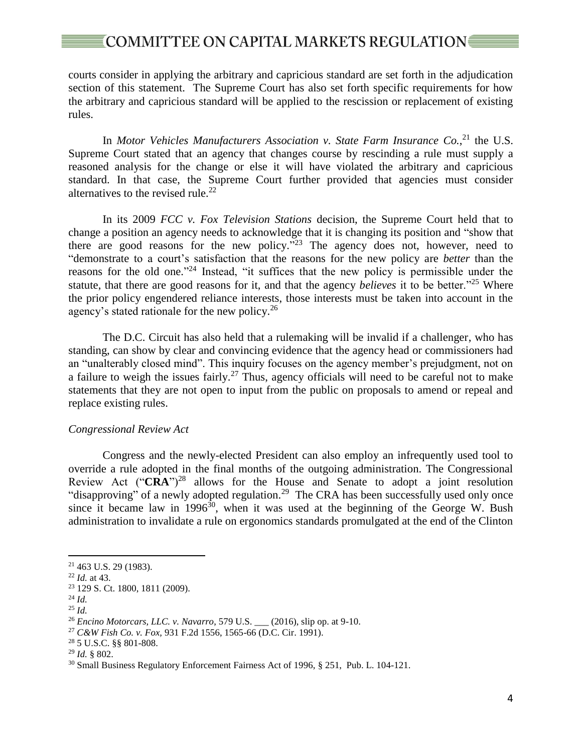courts consider in applying the arbitrary and capricious standard are set forth in the adjudication section of this statement. The Supreme Court has also set forth specific requirements for how the arbitrary and capricious standard will be applied to the rescission or replacement of existing rules.

In *Motor Vehicles Manufacturers Association v. State Farm Insurance Co.*,[21] the U.S. Supreme Court stated that an agency that changes course by rescinding a rule must supply a reasoned analysis for the change or else it will have violated the arbitrary and capricious standard. In that case, the Supreme Court further provided that agencies must consider alternatives to the revised rule.[22]

In its 2009 *FCC v. Fox Television Stations* decision, the Supreme Court held that to change a position an agency needs to acknowledge that it is changing its position and "show that there are good reasons for the new policy."[23] The agency does not, however, need to "demonstrate to a court's satisfaction that the reasons for the new policy are *better* than the reasons for the old one."[24] Instead, "it suffices that the new policy is permissible under the statute, that there are good reasons for it, and that the agency *believes* it to be better."[25] Where the prior policy engendered reliance interests, those interests must be taken into account in the agency's stated rationale for the new policy.[26]

The D.C. Circuit has also held that a rulemaking will be invalid if a challenger, who has standing, can show by clear and convincing evidence that the agency head or commissioners had an "unalterably closed mind". This inquiry focuses on the agency member's prejudgment, not on a failure to weigh the issues fairly.[27] Thus, agency officials will need to be careful not to make statements that they are not open to input from the public on proposals to amend or repeal and replace existing rules.

*Congressional Review Act*

Congress and the newly-elected President can also employ an infrequently used tool to override a rule adopted in the final months of the outgoing administration. The Congressional Review Act ("**CRA**")[28] allows for the House and Senate to adopt a joint resolution "disapproving" of a newly adopted regulation.[29] The CRA has been successfully used only once since it became law in 1996[30], when it was used at the beginning of the George W. Bush administration to invalidate a rule on ergonomics standards promulgated at the end of the Clinton

---

[21] 463 U.S. 29 (1983).

[22] *Id.* at 43.

[23] 129 S. Ct. 1800, 1811 (2009).

[24] *Id.*

[25] *Id.*

[26] *Encino Motorcars, LLC. v. Navarro*, 579 U.S. ___ (2016), slip op. at 9-10.

[27] *C&W Fish Co. v. Fox*, 931 F.2d 1556, 1565-66 (D.C. Cir. 1991).

[28] 5 U.S.C. §§ 801-808.

[29] *Id.* § 802.

[30] Small Business Regulatory Enforcement Fairness Act of 1996, § 251, Pub. L. 104-121.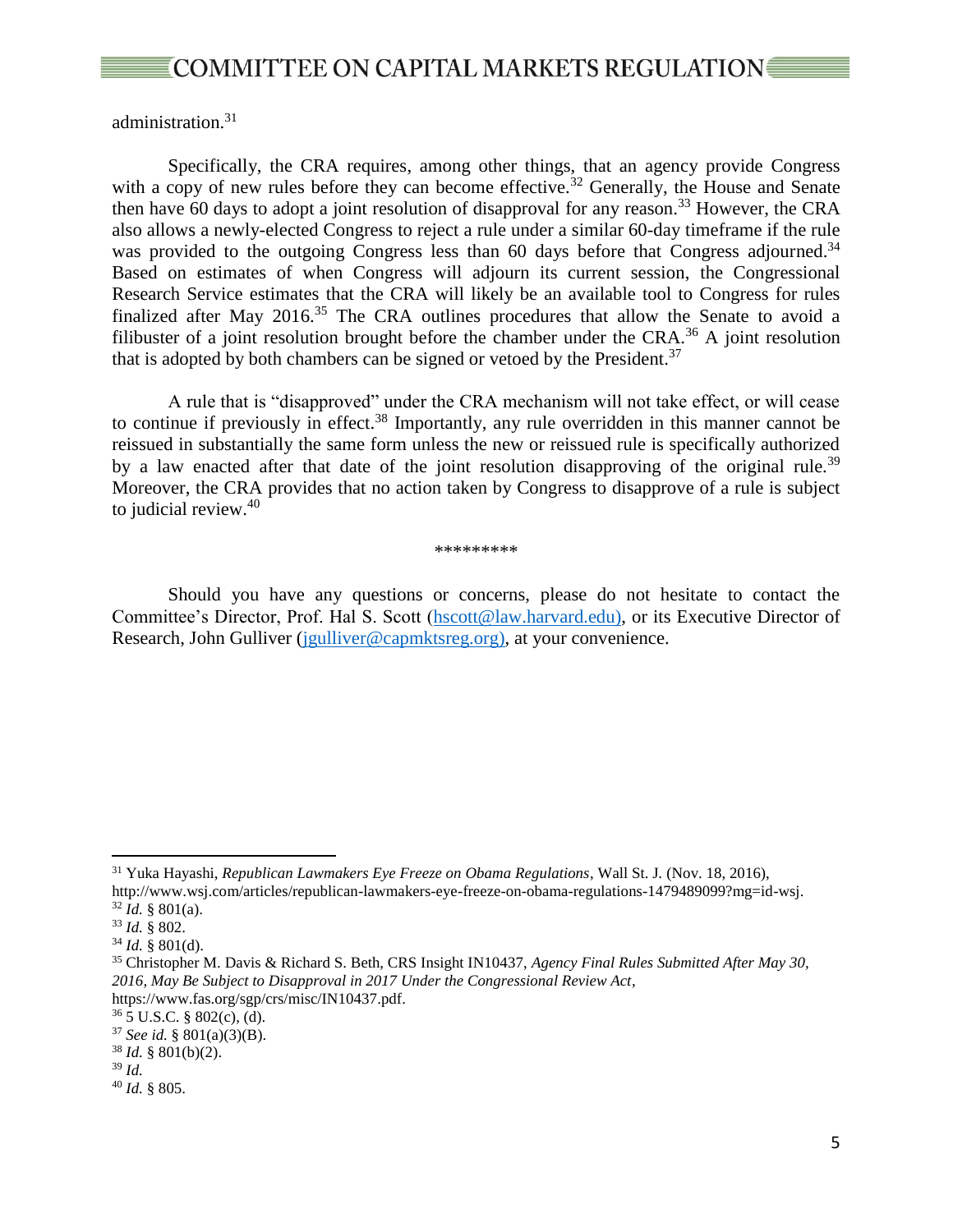administration.[31]

Specifically, the CRA requires, among other things, that an agency provide Congress with a copy of new rules before they can become effective.[32] Generally, the House and Senate then have 60 days to adopt a joint resolution of disapproval for any reason.[33] However, the CRA also allows a newly-elected Congress to reject a rule under a similar 60-day timeframe if the rule was provided to the outgoing Congress less than 60 days before that Congress adjourned.[34] Based on estimates of when Congress will adjourn its current session, the Congressional Research Service estimates that the CRA will likely be an available tool to Congress for rules finalized after May 2016.[35] The CRA outlines procedures that allow the Senate to avoid a filibuster of a joint resolution brought before the chamber under the CRA.[36] A joint resolution that is adopted by both chambers can be signed or vetoed by the President.[37]

A rule that is "disapproved" under the CRA mechanism will not take effect, or will cease to continue if previously in effect.[38] Importantly, any rule overridden in this manner cannot be reissued in substantially the same form unless the new or reissued rule is specifically authorized by a law enacted after that date of the joint resolution disapproving of the original rule.[39] Moreover, the CRA provides that no action taken by Congress to disapprove of a rule is subject to judicial review.[40]

*********

Should you have any questions or concerns, please do not hesitate to contact the Committee's Director, Prof. Hal S. Scott (hscott@law.harvard.edu), or its Executive Director of Research, John Gulliver (jgulliver@capmktsreg.org), at your convenience.

---

[31] Yuka Hayashi, *Republican Lawmakers Eye Freeze on Obama Regulations*, Wall St. J. (Nov. 18, 2016), http://www.wsj.com/articles/republican-lawmakers-eye-freeze-on-obama-regulations-1479489099?mg=id-wsj.

[32] *Id.* § 801(a).

[33] *Id.* § 802.

[34] *Id.* § 801(d).

[35] Christopher M. Davis & Richard S. Beth, CRS Insight IN10437, *Agency Final Rules Submitted After May 30, 2016, May Be Subject to Disapproval in 2017 Under the Congressional Review Act*, https://www.fas.org/sgp/crs/misc/IN10437.pdf.

[36] 5 U.S.C. § 802(c), (d).

[37] *See id.* § 801(a)(3)(B).

[38] *Id.* § 801(b)(2).

[39] *Id.*

[40] *Id.* § 805.